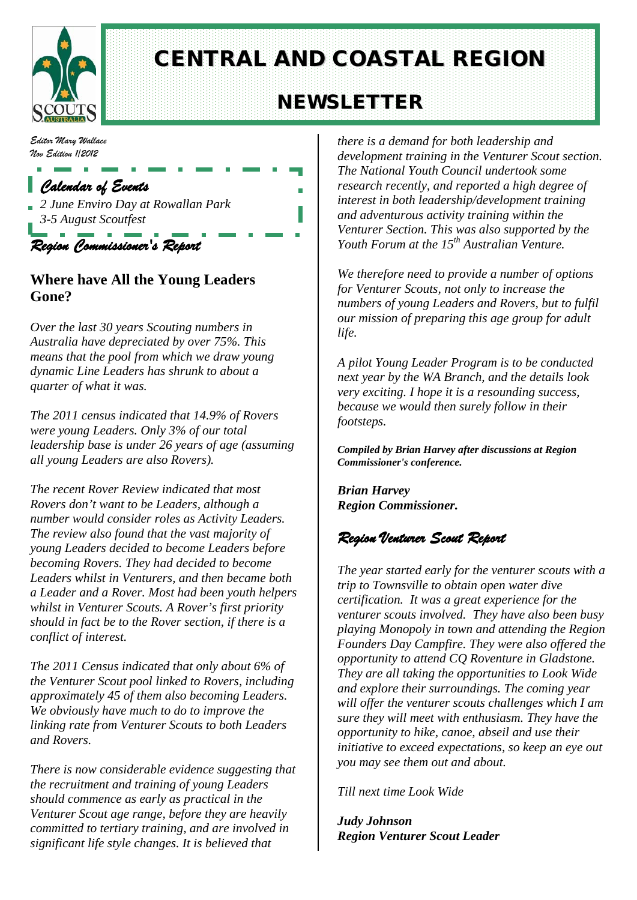# CENTRAL AND COASTAL REGION

# NEWSLETTER

*Editor Mary Wallace*
*Nov Edition 1/2012*

## *Calendar of Events*

*2 June Enviro Day at Rowallan Park*
*3-5 August Scoutfest*

## *Region Commissioner's Report*

### Where have All the Young Leaders Gone?

*Over the last 30 years Scouting numbers in Australia have depreciated by over 75%. This means that the pool from which we draw young dynamic Line Leaders has shrunk to about a quarter of what it was.*

*The 2011 census indicated that 14.9% of Rovers were young Leaders. Only 3% of our total leadership base is under 26 years of age (assuming all young Leaders are also Rovers).*

*The recent Rover Review indicated that most Rovers don't want to be Leaders, although a number would consider roles as Activity Leaders. The review also found that the vast majority of young Leaders decided to become Leaders before becoming Rovers. They had decided to become Leaders whilst in Venturers, and then became both a Leader and a Rover. Most had been youth helpers whilst in Venturer Scouts. A Rover's first priority should in fact be to the Rover section, if there is a conflict of interest.*

*The 2011 Census indicated that only about 6% of the Venturer Scout pool linked to Rovers, including approximately 45 of them also becoming Leaders. We obviously have much to do to improve the linking rate from Venturer Scouts to both Leaders and Rovers.*

*There is now considerable evidence suggesting that the recruitment and training of young Leaders should commence as early as practical in the Venturer Scout age range, before they are heavily committed to tertiary training, and are involved in significant life style changes. It is believed that there is a demand for both leadership and development training in the Venturer Scout section. The National Youth Council undertook some research recently, and reported a high degree of interest in both leadership/development training and adventurous activity training within the Venturer Section. This was also supported by the Youth Forum at the 15th Australian Venture.*

*We therefore need to provide a number of options for Venturer Scouts, not only to increase the numbers of young Leaders and Rovers, but to fulfil our mission of preparing this age group for adult life.*

*A pilot Young Leader Program is to be conducted next year by the WA Branch, and the details look very exciting. I hope it is a resounding success, because we would then surely follow in their footsteps.*

***Compiled by Brian Harvey after discussions at Region Commissioner's conference.***

***Brian Harvey***
***Region Commissioner.***

## *Region Venturer Scout Report*

*The year started early for the venturer scouts with a trip to Townsville to obtain open water dive certification. It was a great experience for the venturer scouts involved. They have also been busy playing Monopoly in town and attending the Region Founders Day Campfire. They were also offered the opportunity to attend CQ Roventure in Gladstone. They are all taking the opportunities to Look Wide and explore their surroundings. The coming year will offer the venturer scouts challenges which I am sure they will meet with enthusiasm. They have the opportunity to hike, canoe, abseil and use their initiative to exceed expectations, so keep an eye out you may see them out and about.*

*Till next time Look Wide*

***Judy Johnson***
***Region Venturer Scout Leader***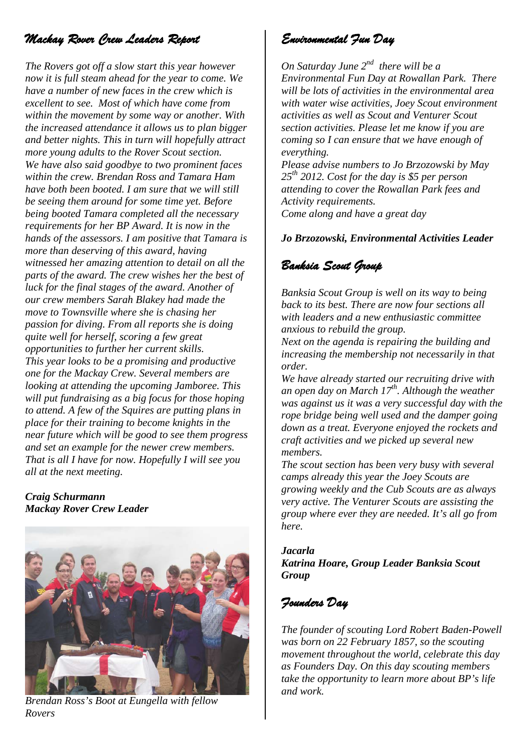## *Mackay Rover Crew Leaders Report*

*The Rovers got off a slow start this year however now it is full steam ahead for the year to come. We have a number of new faces in the crew which is excellent to see. Most of which have come from within the movement by some way or another. With the increased attendance it allows us to plan bigger and better nights. This in turn will hopefully attract more young adults to the Rover Scout section. We have also said goodbye to two prominent faces within the crew. Brendan Ross and Tamara Ham have both been booted. I am sure that we will still be seeing them around for some time yet. Before being booted Tamara completed all the necessary requirements for her BP Award. It is now in the hands of the assessors. I am positive that Tamara is more than deserving of this award, having witnessed her amazing attention to detail on all the parts of the award. The crew wishes her the best of luck for the final stages of the award. Another of our crew members Sarah Blakey had made the move to Townsville where she is chasing her passion for diving. From all reports she is doing quite well for herself, scoring a few great opportunities to further her current skills. This year looks to be a promising and productive one for the Mackay Crew. Several members are looking at attending the upcoming Jamboree. This will put fundraising as a big focus for those hoping to attend. A few of the Squires are putting plans in place for their training to become knights in the near future which will be good to see them progress and set an example for the newer crew members. That is all I have for now. Hopefully I will see you all at the next meeting.*

***Craig Schurmann***
***Mackay Rover Crew Leader***

*Brendan Ross's Boot at Eungella with fellow Rovers*

## *Environmental Fun Day*

*On Saturday June 2nd there will be a Environmental Fun Day at Rowallan Park. There will be lots of activities in the environmental area with water wise activities, Joey Scout environment activities as well as Scout and Venturer Scout section activities. Please let me know if you are coming so I can ensure that we have enough of everything.*
*Please advise numbers to Jo Brzozowski by May 25th 2012. Cost for the day is $5 per person attending to cover the Rowallan Park fees and Activity requirements.*
*Come along and have a great day*

***Jo Brzozowski, Environmental Activities Leader***

## *Banksia Scout Group*

*Banksia Scout Group is well on its way to being back to its best. There are now four sections all with leaders and a new enthusiastic committee anxious to rebuild the group.*
*Next on the agenda is repairing the building and increasing the membership not necessarily in that order.*
*We have already started our recruiting drive with an open day on March 17th. Although the weather was against us it was a very successful day with the rope bridge being well used and the damper going down as a treat. Everyone enjoyed the rockets and craft activities and we picked up several new members.*
*The scout section has been very busy with several camps already this year the Joey Scouts are growing weekly and the Cub Scouts are as always very active. The Venturer Scouts are assisting the group where ever they are needed. It's all go from here.*

***Jacarla***
***Katrina Hoare, Group Leader Banksia Scout Group***

## *Founders Day*

*The founder of scouting Lord Robert Baden-Powell was born on 22 February 1857, so the scouting movement throughout the world, celebrate this day as Founders Day. On this day scouting members take the opportunity to learn more about BP's life and work.*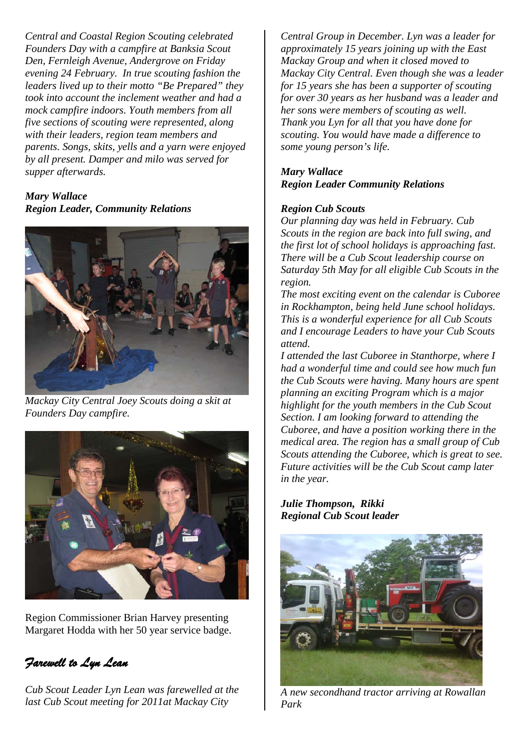*Central and Coastal Region Scouting celebrated Founders Day with a campfire at Banksia Scout Den, Fernleigh Avenue, Andergrove on Friday evening 24 February. In true scouting fashion the leaders lived up to their motto "Be Prepared" they took into account the inclement weather and had a mock campfire indoors. Youth members from all five sections of scouting were represented, along with their leaders, region team members and parents. Songs, skits, yells and a yarn were enjoyed by all present. Damper and milo was served for supper afterwards.*

***Mary Wallace***
***Region Leader, Community Relations***

*Mackay City Central Joey Scouts doing a skit at Founders Day campfire.*

Region Commissioner Brian Harvey presenting Margaret Hodda with her 50 year service badge.

## *Farewell to Lyn Lean*

*Cub Scout Leader Lyn Lean was farewelled at the last Cub Scout meeting for 2011at Mackay City Central Group in December. Lyn was a leader for approximately 15 years joining up with the East Mackay Group and when it closed moved to Mackay City Central. Even though she was a leader for 15 years she has been a supporter of scouting for over 30 years as her husband was a leader and her sons were members of scouting as well. Thank you Lyn for all that you have done for scouting. You would have made a difference to some young person's life.*

***Mary Wallace***
***Region Leader Community Relations***

***Region Cub Scouts***

*Our planning day was held in February. Cub Scouts in the region are back into full swing, and the first lot of school holidays is approaching fast. There will be a Cub Scout leadership course on Saturday 5th May for all eligible Cub Scouts in the region.*

*The most exciting event on the calendar is Cuboree in Rockhampton, being held June school holidays. This is a wonderful experience for all Cub Scouts and I encourage Leaders to have your Cub Scouts attend.*

*I attended the last Cuboree in Stanthorpe, where I had a wonderful time and could see how much fun the Cub Scouts were having. Many hours are spent planning an exciting Program which is a major highlight for the youth members in the Cub Scout Section. I am looking forward to attending the Cuboree, and have a position working there in the medical area. The region has a small group of Cub Scouts attending the Cuboree, which is great to see. Future activities will be the Cub Scout camp later in the year.*

***Julie Thompson, Rikki***
***Regional Cub Scout leader***

*A new secondhand tractor arriving at Rowallan Park*